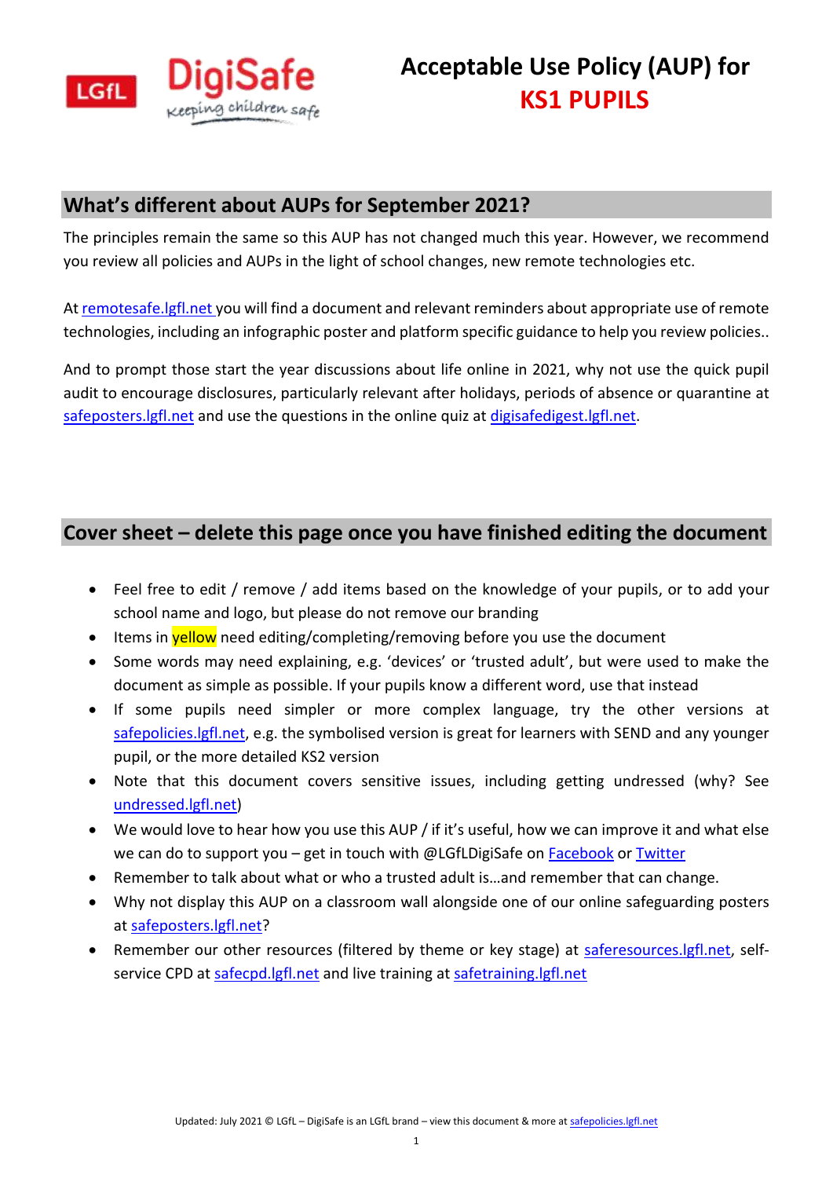LGfL DigiSafe *Keeping children safe*

# Acceptable Use Policy (AUP) for KS1 PUPILS

## What's different about AUPs for September 2021?

The principles remain the same so this AUP has not changed much this year. However, we recommend you review all policies and AUPs in the light of school changes, new remote technologies etc.

At remotesafe.lgfl.net you will find a document and relevant reminders about appropriate use of remote technologies, including an infographic poster and platform specific guidance to help you review policies..

And to prompt those start the year discussions about life online in 2021, why not use the quick pupil audit to encourage disclosures, particularly relevant after holidays, periods of absence or quarantine at safeposters.lgfl.net and use the questions in the online quiz at digisafedigest.lgfl.net.

## Cover sheet – delete this page once you have finished editing the document

- Feel free to edit / remove / add items based on the knowledge of your pupils, or to add your school name and logo, but please do not remove our branding
- Items in yellow need editing/completing/removing before you use the document
- Some words may need explaining, e.g. 'devices' or 'trusted adult', but were used to make the document as simple as possible. If your pupils know a different word, use that instead
- If some pupils need simpler or more complex language, try the other versions at safepolicies.lgfl.net, e.g. the symbolised version is great for learners with SEND and any younger pupil, or the more detailed KS2 version
- Note that this document covers sensitive issues, including getting undressed (why? See undressed.lgfl.net)
- We would love to hear how you use this AUP / if it's useful, how we can improve it and what else we can do to support you – get in touch with @LGfLDigiSafe on Facebook or Twitter
- Remember to talk about what or who a trusted adult is…and remember that can change.
- Why not display this AUP on a classroom wall alongside one of our online safeguarding posters at safeposters.lgfl.net?
- Remember our other resources (filtered by theme or key stage) at saferesources.lgfl.net, self-service CPD at safecpd.lgfl.net and live training at safetraining.lgfl.net

Updated: July 2021 © LGfL – DigiSafe is an LGfL brand – view this document & more at safepolicies.lgfl.net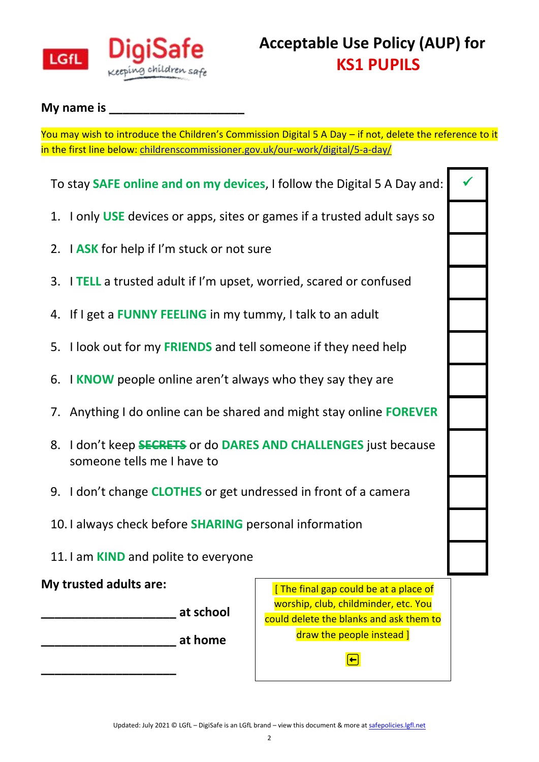# Acceptable Use Policy (AUP) for KS1 PUPILS

**My name is ____________________**

You may wish to introduce the Children's Commission Digital 5 A Day – if not, delete the reference to it in the first line below: childrenscommissioner.gov.uk/our-work/digital/5-a-day/

| | |
|---|---|
| To stay **SAFE online and on my devices**, I follow the Digital 5 A Day and: | ✓ |
| 1. I only **USE** devices or apps, sites or games if a trusted adult says so | |
| 2. I **ASK** for help if I'm stuck or not sure | |
| 3. I **TELL** a trusted adult if I'm upset, worried, scared or confused | |
| 4. If I get a **FUNNY FEELING** in my tummy, I talk to an adult | |
| 5. I look out for my **FRIENDS** and tell someone if they need help | |
| 6. I **KNOW** people online aren't always who they say they are | |
| 7. Anything I do online can be shared and might stay online **FOREVER** | |
| 8. I don't keep ~~**SECRETS**~~ or do **DARES AND CHALLENGES** just because someone tells me I have to | |
| 9. I don't change **CLOTHES** or get undressed in front of a camera | |
| 10. I always check before **SHARING** personal information | |
| 11. I am **KIND** and polite to everyone | |

**My trusted adults are:**

____________________ **at school**

____________________ **at home**

____________________

[ The final gap could be at a place of worship, club, childminder, etc. You could delete the blanks and ask them to draw the people instead ]

Updated: July 2021 © LGfL – DigiSafe is an LGfL brand – view this document & more at safepolicies.lgfl.net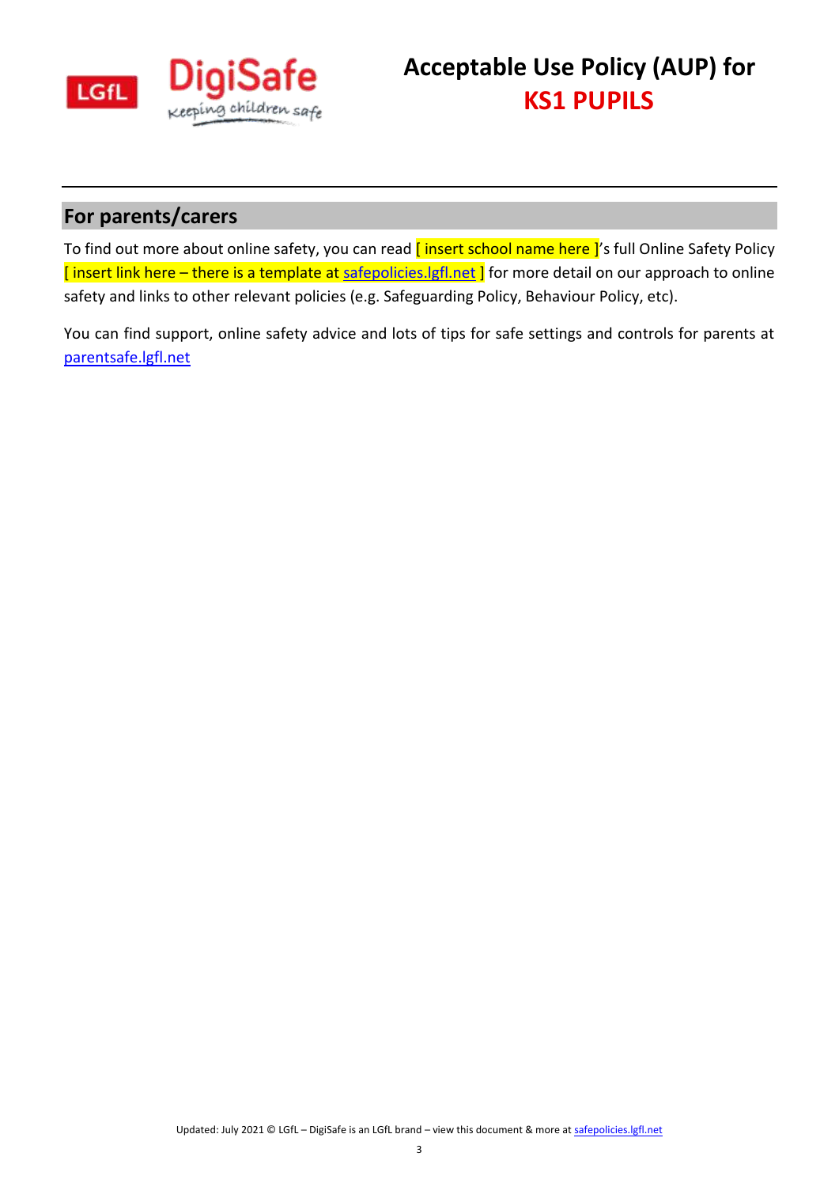# Acceptable Use Policy (AUP) for KS1 PUPILS

## For parents/carers

To find out more about online safety, you can read [ insert school name here ]'s full Online Safety Policy [ insert link here – there is a template at safepolicies.lgfl.net ] for more detail on our approach to online safety and links to other relevant policies (e.g. Safeguarding Policy, Behaviour Policy, etc).

You can find support, online safety advice and lots of tips for safe settings and controls for parents at parentsafe.lgfl.net